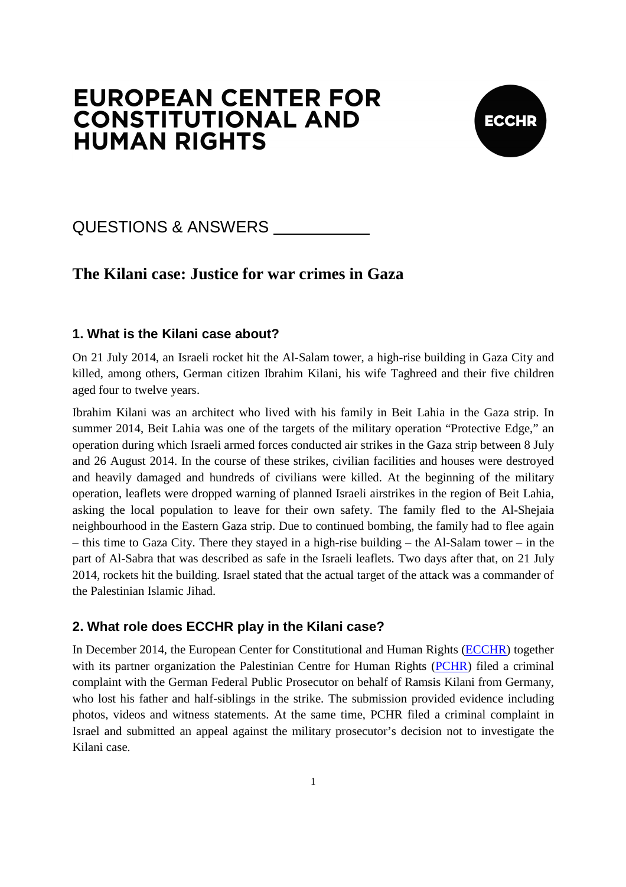# EUROPEAN CENTER FOR CONSTITUTIONAL AND HUMAN RIGHTS

ECCHR

QUESTIONS & ANSWERS

## The Kilani case: Justice for war crimes in Gaza

### 1. What is the Kilani case about?

On 21 July 2014, an Israeli rocket hit the Al-Salam tower, a high-rise building in Gaza City and killed, among others, German citizen Ibrahim Kilani, his wife Taghreed and their five children aged four to twelve years.

Ibrahim Kilani was an architect who lived with his family in Beit Lahia in the Gaza strip. In summer 2014, Beit Lahia was one of the targets of the military operation "Protective Edge," an operation during which Israeli armed forces conducted air strikes in the Gaza strip between 8 July and 26 August 2014. In the course of these strikes, civilian facilities and houses were destroyed and heavily damaged and hundreds of civilians were killed. At the beginning of the military operation, leaflets were dropped warning of planned Israeli airstrikes in the region of Beit Lahia, asking the local population to leave for their own safety. The family fled to the Al-Shejaia neighbourhood in the Eastern Gaza strip. Due to continued bombing, the family had to flee again – this time to Gaza City. There they stayed in a high-rise building – the Al-Salam tower – in the part of Al-Sabra that was described as safe in the Israeli leaflets. Two days after that, on 21 July 2014, rockets hit the building. Israel stated that the actual target of the attack was a commander of the Palestinian Islamic Jihad.

### 2. What role does ECCHR play in the Kilani case?

In December 2014, the European Center for Constitutional and Human Rights (ECCHR) together with its partner organization the Palestinian Centre for Human Rights (PCHR) filed a criminal complaint with the German Federal Public Prosecutor on behalf of Ramsis Kilani from Germany, who lost his father and half-siblings in the strike. The submission provided evidence including photos, videos and witness statements. At the same time, PCHR filed a criminal complaint in Israel and submitted an appeal against the military prosecutor's decision not to investigate the Kilani case.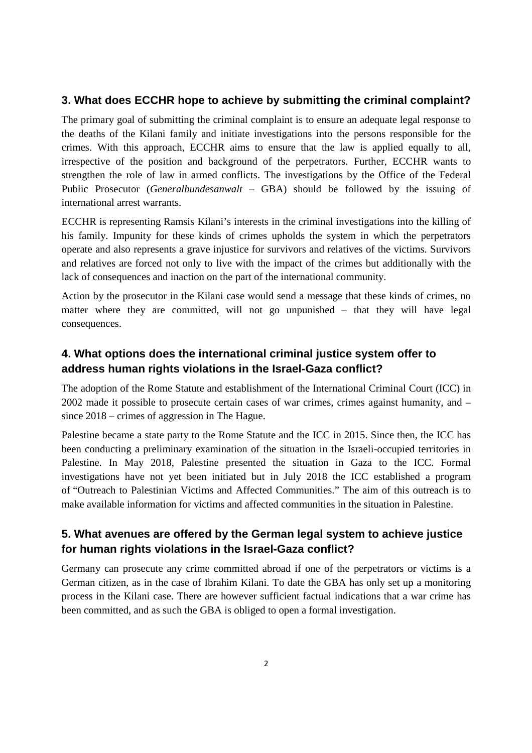## 3. What does ECCHR hope to achieve by submitting the criminal complaint?

The primary goal of submitting the criminal complaint is to ensure an adequate legal response to the deaths of the Kilani family and initiate investigations into the persons responsible for the crimes. With this approach, ECCHR aims to ensure that the law is applied equally to all, irrespective of the position and background of the perpetrators. Further, ECCHR wants to strengthen the role of law in armed conflicts. The investigations by the Office of the Federal Public Prosecutor (*Generalbundesanwalt* – GBA) should be followed by the issuing of international arrest warrants.

ECCHR is representing Ramsis Kilani's interests in the criminal investigations into the killing of his family. Impunity for these kinds of crimes upholds the system in which the perpetrators operate and also represents a grave injustice for survivors and relatives of the victims. Survivors and relatives are forced not only to live with the impact of the crimes but additionally with the lack of consequences and inaction on the part of the international community.

Action by the prosecutor in the Kilani case would send a message that these kinds of crimes, no matter where they are committed, will not go unpunished – that they will have legal consequences.

## 4. What options does the international criminal justice system offer to address human rights violations in the Israel-Gaza conflict?

The adoption of the Rome Statute and establishment of the International Criminal Court (ICC) in 2002 made it possible to prosecute certain cases of war crimes, crimes against humanity, and – since 2018 – crimes of aggression in The Hague.

Palestine became a state party to the Rome Statute and the ICC in 2015. Since then, the ICC has been conducting a preliminary examination of the situation in the Israeli-occupied territories in Palestine. In May 2018, Palestine presented the situation in Gaza to the ICC. Formal investigations have not yet been initiated but in July 2018 the ICC established a program of "Outreach to Palestinian Victims and Affected Communities." The aim of this outreach is to make available information for victims and affected communities in the situation in Palestine.

## 5. What avenues are offered by the German legal system to achieve justice for human rights violations in the Israel-Gaza conflict?

Germany can prosecute any crime committed abroad if one of the perpetrators or victims is a German citizen, as in the case of Ibrahim Kilani. To date the GBA has only set up a monitoring process in the Kilani case. There are however sufficient factual indications that a war crime has been committed, and as such the GBA is obliged to open a formal investigation.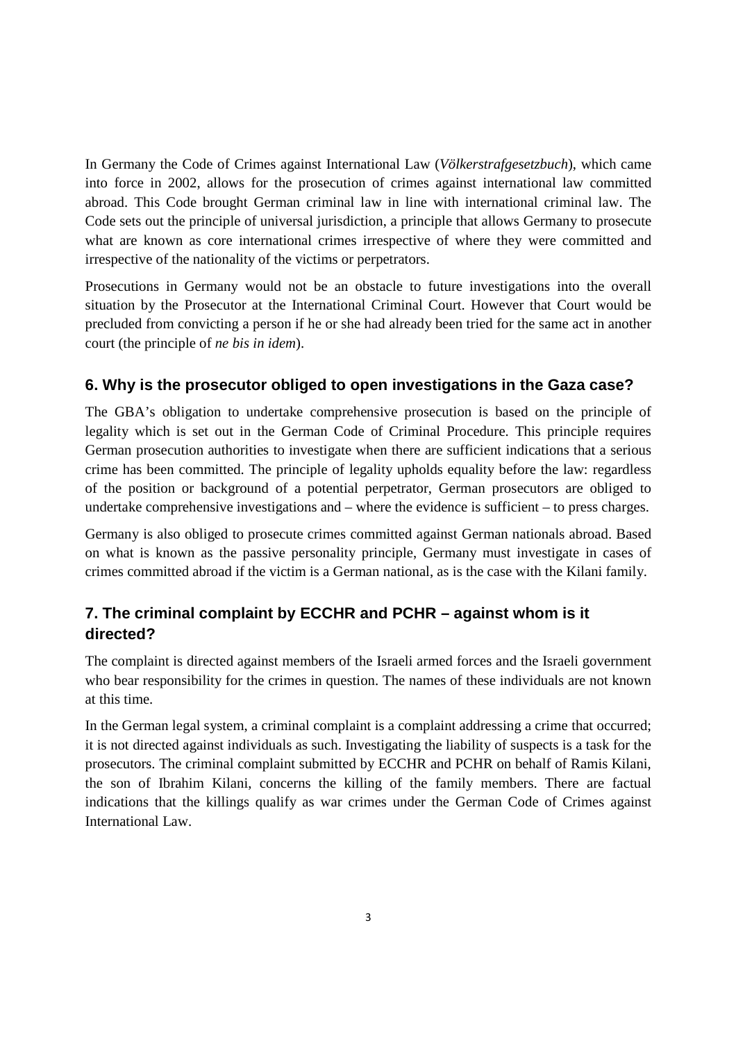In Germany the Code of Crimes against International Law (*Völkerstrafgesetzbuch*), which came into force in 2002, allows for the prosecution of crimes against international law committed abroad. This Code brought German criminal law in line with international criminal law. The Code sets out the principle of universal jurisdiction, a principle that allows Germany to prosecute what are known as core international crimes irrespective of where they were committed and irrespective of the nationality of the victims or perpetrators.

Prosecutions in Germany would not be an obstacle to future investigations into the overall situation by the Prosecutor at the International Criminal Court. However that Court would be precluded from convicting a person if he or she had already been tried for the same act in another court (the principle of *ne bis in idem*).

### 6. Why is the prosecutor obliged to open investigations in the Gaza case?

The GBA's obligation to undertake comprehensive prosecution is based on the principle of legality which is set out in the German Code of Criminal Procedure. This principle requires German prosecution authorities to investigate when there are sufficient indications that a serious crime has been committed. The principle of legality upholds equality before the law: regardless of the position or background of a potential perpetrator, German prosecutors are obliged to undertake comprehensive investigations and – where the evidence is sufficient – to press charges.

Germany is also obliged to prosecute crimes committed against German nationals abroad. Based on what is known as the passive personality principle, Germany must investigate in cases of crimes committed abroad if the victim is a German national, as is the case with the Kilani family.

### 7. The criminal complaint by ECCHR and PCHR – against whom is it directed?

The complaint is directed against members of the Israeli armed forces and the Israeli government who bear responsibility for the crimes in question. The names of these individuals are not known at this time.

In the German legal system, a criminal complaint is a complaint addressing a crime that occurred; it is not directed against individuals as such. Investigating the liability of suspects is a task for the prosecutors. The criminal complaint submitted by ECCHR and PCHR on behalf of Ramis Kilani, the son of Ibrahim Kilani, concerns the killing of the family members. There are factual indications that the killings qualify as war crimes under the German Code of Crimes against International Law.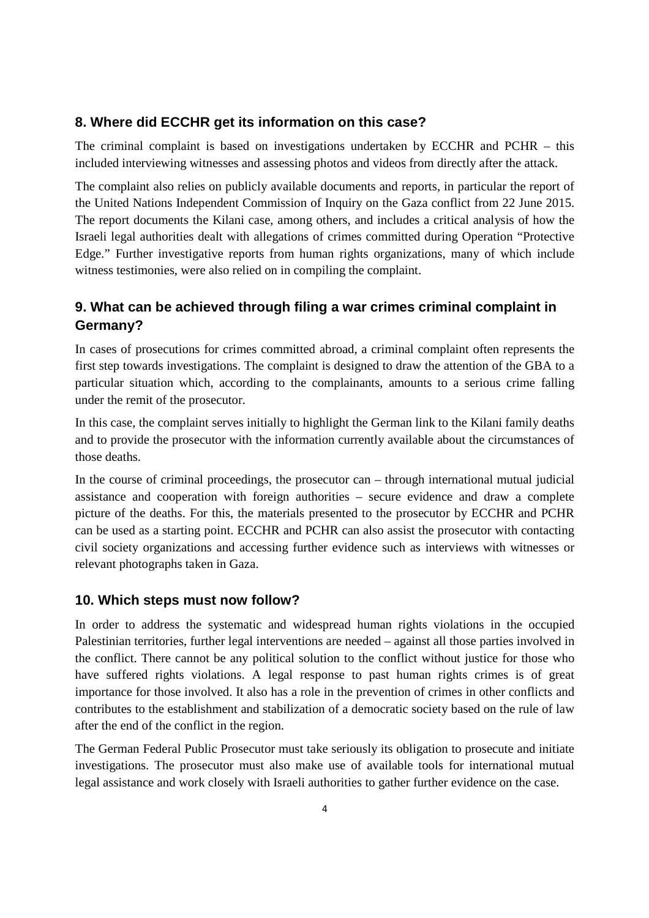## 8. Where did ECCHR get its information on this case?

The criminal complaint is based on investigations undertaken by ECCHR and PCHR – this included interviewing witnesses and assessing photos and videos from directly after the attack.

The complaint also relies on publicly available documents and reports, in particular the report of the United Nations Independent Commission of Inquiry on the Gaza conflict from 22 June 2015. The report documents the Kilani case, among others, and includes a critical analysis of how the Israeli legal authorities dealt with allegations of crimes committed during Operation "Protective Edge." Further investigative reports from human rights organizations, many of which include witness testimonies, were also relied on in compiling the complaint.

## 9. What can be achieved through filing a war crimes criminal complaint in Germany?

In cases of prosecutions for crimes committed abroad, a criminal complaint often represents the first step towards investigations. The complaint is designed to draw the attention of the GBA to a particular situation which, according to the complainants, amounts to a serious crime falling under the remit of the prosecutor.

In this case, the complaint serves initially to highlight the German link to the Kilani family deaths and to provide the prosecutor with the information currently available about the circumstances of those deaths.

In the course of criminal proceedings, the prosecutor can – through international mutual judicial assistance and cooperation with foreign authorities – secure evidence and draw a complete picture of the deaths. For this, the materials presented to the prosecutor by ECCHR and PCHR can be used as a starting point. ECCHR and PCHR can also assist the prosecutor with contacting civil society organizations and accessing further evidence such as interviews with witnesses or relevant photographs taken in Gaza.

## 10. Which steps must now follow?

In order to address the systematic and widespread human rights violations in the occupied Palestinian territories, further legal interventions are needed – against all those parties involved in the conflict. There cannot be any political solution to the conflict without justice for those who have suffered rights violations. A legal response to past human rights crimes is of great importance for those involved. It also has a role in the prevention of crimes in other conflicts and contributes to the establishment and stabilization of a democratic society based on the rule of law after the end of the conflict in the region.

The German Federal Public Prosecutor must take seriously its obligation to prosecute and initiate investigations. The prosecutor must also make use of available tools for international mutual legal assistance and work closely with Israeli authorities to gather further evidence on the case.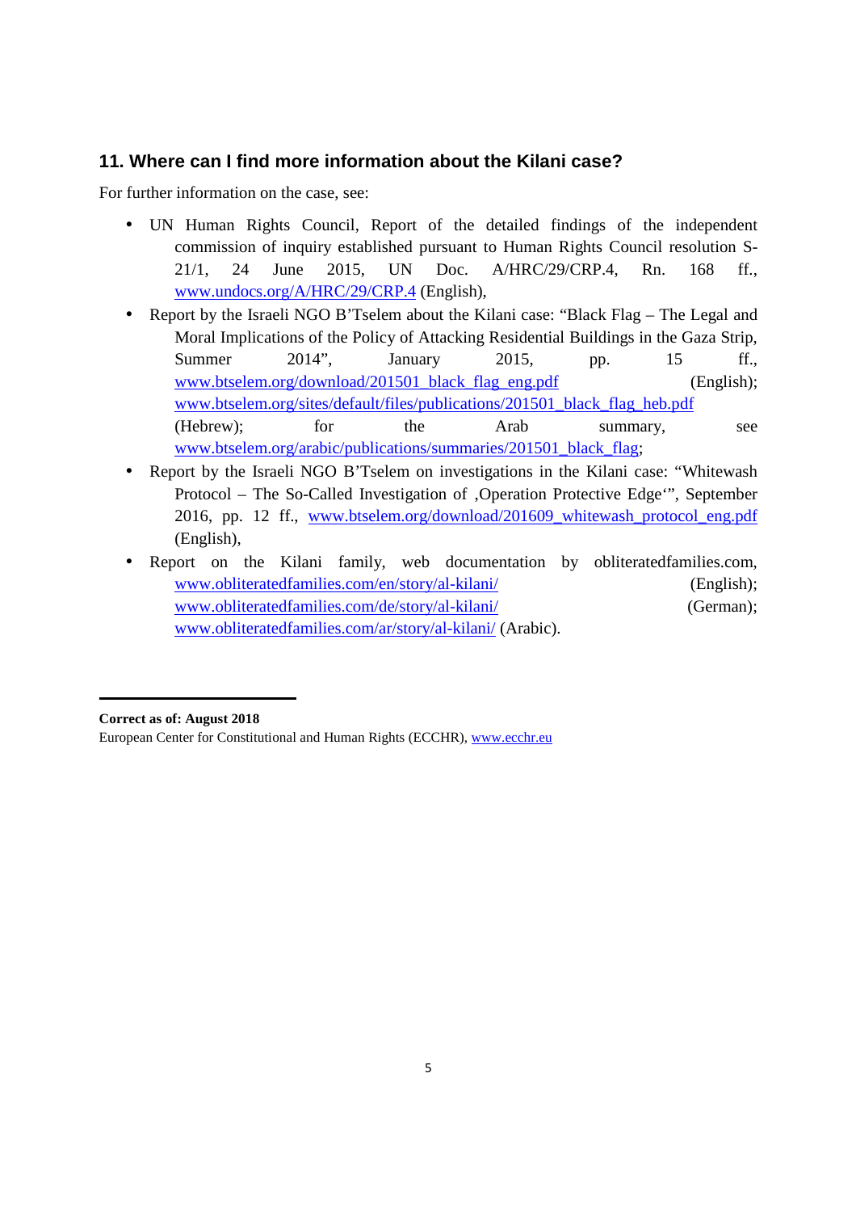### 11. Where can I find more information about the Kilani case?

For further information on the case, see:

- UN Human Rights Council, Report of the detailed findings of the independent commission of inquiry established pursuant to Human Rights Council resolution S-21/1, 24 June 2015, UN Doc. A/HRC/29/CRP.4, Rn. 168 ff., www.undocs.org/A/HRC/29/CRP.4 (English),
- Report by the Israeli NGO B'Tselem about the Kilani case: "Black Flag – The Legal and Moral Implications of the Policy of Attacking Residential Buildings in the Gaza Strip, Summer 2014", January 2015, pp. 15 ff., www.btselem.org/download/201501_black_flag_eng.pdf (English); www.btselem.org/sites/default/files/publications/201501_black_flag_heb.pdf (Hebrew); for the Arab summary, see www.btselem.org/arabic/publications/summaries/201501_black_flag;
- Report by the Israeli NGO B'Tselem on investigations in the Kilani case: "Whitewash Protocol – The So-Called Investigation of ‚Operation Protective Edge'", September 2016, pp. 12 ff., www.btselem.org/download/201609_whitewash_protocol_eng.pdf (English),
- Report on the Kilani family, web documentation by obliteratedfamilies.com, www.obliteratedfamilies.com/en/story/al-kilani/ (English); www.obliteratedfamilies.com/de/story/al-kilani/ (German); www.obliteratedfamilies.com/ar/story/al-kilani/ (Arabic).

---

**Correct as of: August 2018**

European Center for Constitutional and Human Rights (ECCHR), www.ecchr.eu